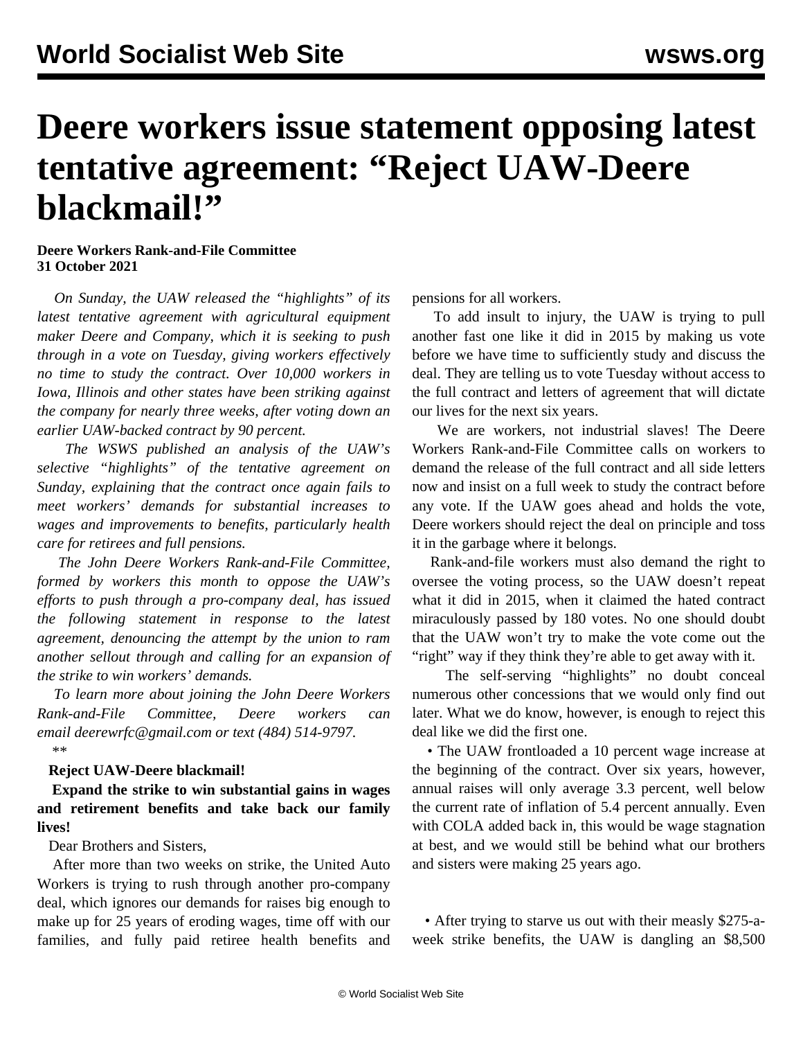# Deere workers issue statement opposing latest tentative agreement: "Reject UAW-Deere blackmail!"

**Deere Workers Rank-and-File Committee**
**31 October 2021**

*On Sunday, the UAW released the "highlights" of its latest tentative agreement with agricultural equipment maker Deere and Company, which it is seeking to push through in a vote on Tuesday, giving workers effectively no time to study the contract. Over 10,000 workers in Iowa, Illinois and other states have been striking against the company for nearly three weeks, after voting down an earlier UAW-backed contract by 90 percent.*

*The WSWS published an analysis of the UAW's selective "highlights" of the tentative agreement on Sunday, explaining that the contract once again fails to meet workers' demands for substantial increases to wages and improvements to benefits, particularly health care for retirees and full pensions.*

*The John Deere Workers Rank-and-File Committee, formed by workers this month to oppose the UAW's efforts to push through a pro-company deal, has issued the following statement in response to the latest agreement, denouncing the attempt by the union to ram another sellout through and calling for an expansion of the strike to win workers' demands.*

*To learn more about joining the John Deere Workers Rank-and-File Committee, Deere workers can email deerewrfc@gmail.com or text (484) 514-9797.*

*\*\**

**Reject UAW-Deere blackmail!**

**Expand the strike to win substantial gains in wages and retirement benefits and take back our family lives!**

Dear Brothers and Sisters,

After more than two weeks on strike, the United Auto Workers is trying to rush through another pro-company deal, which ignores our demands for raises big enough to make up for 25 years of eroding wages, time off with our families, and fully paid retiree health benefits and pensions for all workers.

To add insult to injury, the UAW is trying to pull another fast one like it did in 2015 by making us vote before we have time to sufficiently study and discuss the deal. They are telling us to vote Tuesday without access to the full contract and letters of agreement that will dictate our lives for the next six years.

We are workers, not industrial slaves! The Deere Workers Rank-and-File Committee calls on workers to demand the release of the full contract and all side letters now and insist on a full week to study the contract before any vote. If the UAW goes ahead and holds the vote, Deere workers should reject the deal on principle and toss it in the garbage where it belongs.

Rank-and-file workers must also demand the right to oversee the voting process, so the UAW doesn't repeat what it did in 2015, when it claimed the hated contract miraculously passed by 180 votes. No one should doubt that the UAW won't try to make the vote come out the "right" way if they think they're able to get away with it.

The self-serving "highlights" no doubt conceal numerous other concessions that we would only find out later. What we do know, however, is enough to reject this deal like we did the first one.

- The UAW frontloaded a 10 percent wage increase at the beginning of the contract. Over six years, however, annual raises will only average 3.3 percent, well below the current rate of inflation of 5.4 percent annually. Even with COLA added back in, this would be wage stagnation at best, and we would still be behind what our brothers and sisters were making 25 years ago.

- After trying to starve us out with their measly $275-a-week strike benefits, the UAW is dangling an $8,500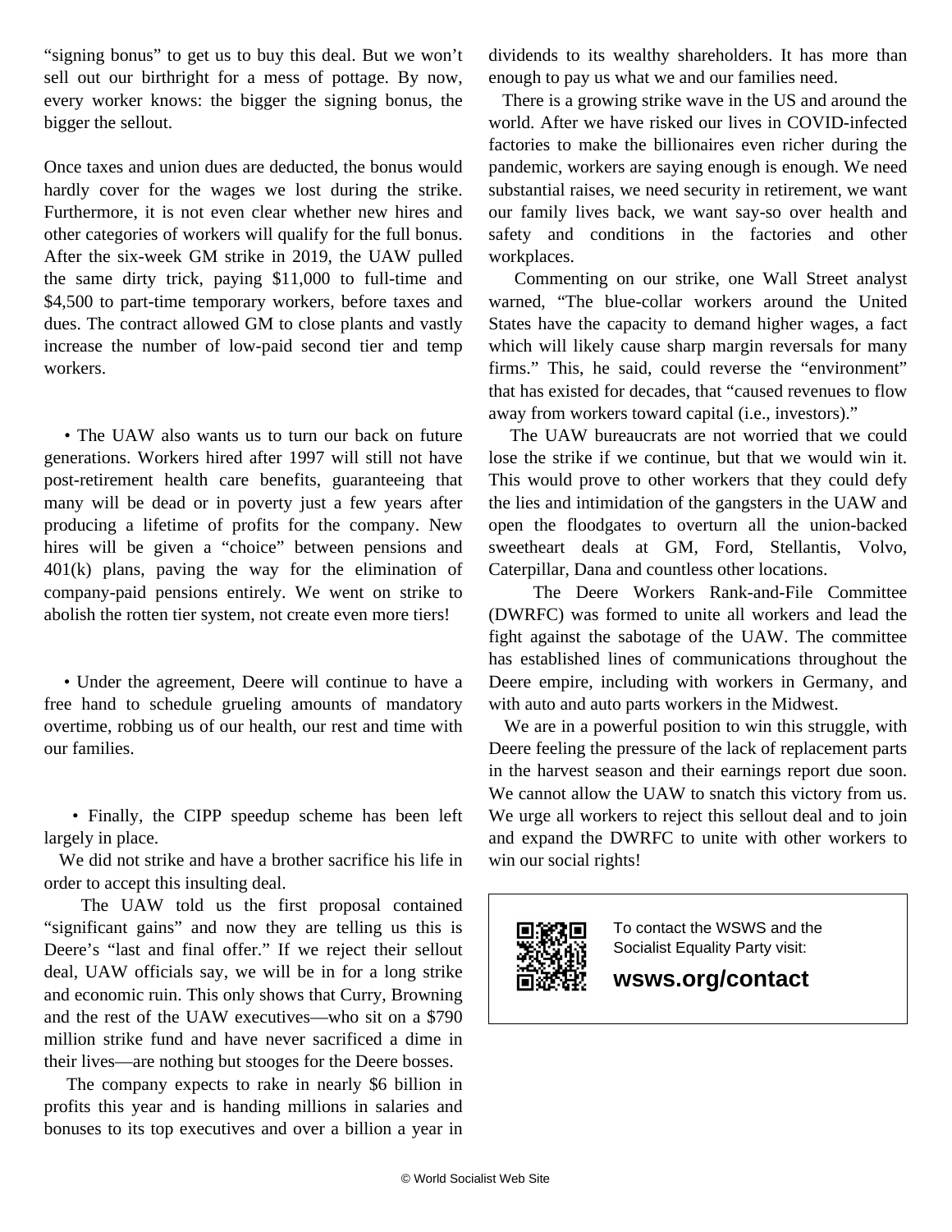"signing bonus" to get us to buy this deal. But we won't sell out our birthright for a mess of pottage. By now, every worker knows: the bigger the signing bonus, the bigger the sellout.

Once taxes and union dues are deducted, the bonus would hardly cover for the wages we lost during the strike. Furthermore, it is not even clear whether new hires and other categories of workers will qualify for the full bonus. After the six-week GM strike in 2019, the UAW pulled the same dirty trick, paying $11,000 to full-time and $4,500 to part-time temporary workers, before taxes and dues. The contract allowed GM to close plants and vastly increase the number of low-paid second tier and temp workers.

- The UAW also wants us to turn our back on future generations. Workers hired after 1997 will still not have post-retirement health care benefits, guaranteeing that many will be dead or in poverty just a few years after producing a lifetime of profits for the company. New hires will be given a "choice" between pensions and 401(k) plans, paving the way for the elimination of company-paid pensions entirely. We went on strike to abolish the rotten tier system, not create even more tiers!

- Under the agreement, Deere will continue to have a free hand to schedule grueling amounts of mandatory overtime, robbing us of our health, our rest and time with our families.

- Finally, the CIPP speedup scheme has been left largely in place.

We did not strike and have a brother sacrifice his life in order to accept this insulting deal.

The UAW told us the first proposal contained "significant gains" and now they are telling us this is Deere's "last and final offer." If we reject their sellout deal, UAW officials say, we will be in for a long strike and economic ruin. This only shows that Curry, Browning and the rest of the UAW executives—who sit on a $790 million strike fund and have never sacrificed a dime in their lives—are nothing but stooges for the Deere bosses.

The company expects to rake in nearly $6 billion in profits this year and is handing millions in salaries and bonuses to its top executives and over a billion a year in dividends to its wealthy shareholders. It has more than enough to pay us what we and our families need.

There is a growing strike wave in the US and around the world. After we have risked our lives in COVID-infected factories to make the billionaires even richer during the pandemic, workers are saying enough is enough. We need substantial raises, we need security in retirement, we want our family lives back, we want say-so over health and safety and conditions in the factories and other workplaces.

Commenting on our strike, one Wall Street analyst warned, "The blue-collar workers around the United States have the capacity to demand higher wages, a fact which will likely cause sharp margin reversals for many firms." This, he said, could reverse the "environment" that has existed for decades, that "caused revenues to flow away from workers toward capital (i.e., investors)."

The UAW bureaucrats are not worried that we could lose the strike if we continue, but that we would win it. This would prove to other workers that they could defy the lies and intimidation of the gangsters in the UAW and open the floodgates to overturn all the union-backed sweetheart deals at GM, Ford, Stellantis, Volvo, Caterpillar, Dana and countless other locations.

The Deere Workers Rank-and-File Committee (DWRFC) was formed to unite all workers and lead the fight against the sabotage of the UAW. The committee has established lines of communications throughout the Deere empire, including with workers in Germany, and with auto and auto parts workers in the Midwest.

We are in a powerful position to win this struggle, with Deere feeling the pressure of the lack of replacement parts in the harvest season and their earnings report due soon. We cannot allow the UAW to snatch this victory from us. We urge all workers to reject this sellout deal and to join and expand the DWRFC to unite with other workers to win our social rights!

To contact the WSWS and the Socialist Equality Party visit:

**wsws.org/contact**